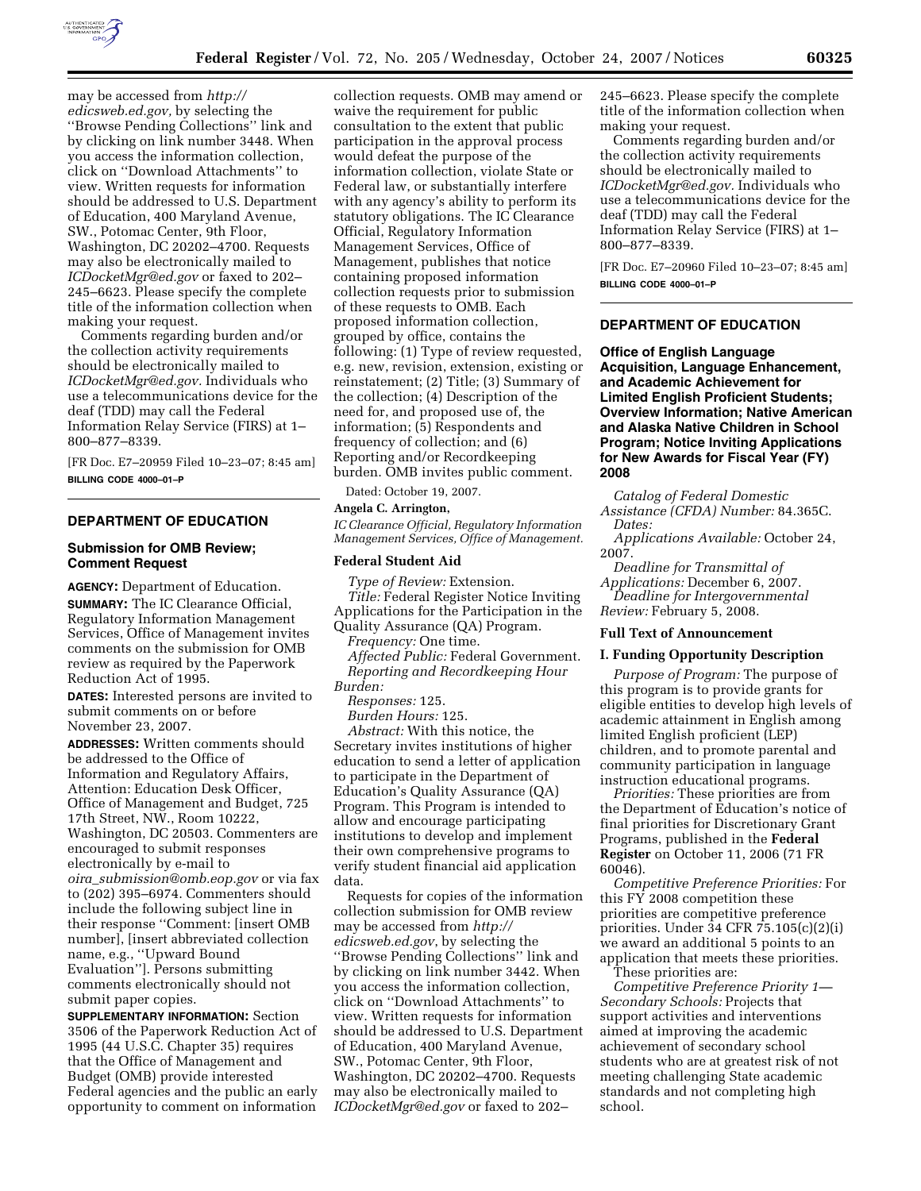may be accessed from *http://edicsweb.ed.gov,* by selecting the ''Browse Pending Collections'' link and by clicking on link number 3448. When you access the information collection, click on ''Download Attachments'' to view. Written requests for information should be addressed to U.S. Department of Education, 400 Maryland Avenue, SW., Potomac Center, 9th Floor, Washington, DC 20202–4700. Requests may also be electronically mailed to *ICDocketMgr@ed.gov* or faxed to 202–245–6623. Please specify the complete title of the information collection when making your request.

Comments regarding burden and/or the collection activity requirements should be electronically mailed to *ICDocketMgr@ed.gov.* Individuals who use a telecommunications device for the deaf (TDD) may call the Federal Information Relay Service (FIRS) at 1–800–877–8339.

[FR Doc. E7–20959 Filed 10–23–07; 8:45 am]

**BILLING CODE 4000–01–P**

## DEPARTMENT OF EDUCATION

### Submission for OMB Review; Comment Request

**AGENCY:** Department of Education.

**SUMMARY:** The IC Clearance Official, Regulatory Information Management Services, Office of Management invites comments on the submission for OMB review as required by the Paperwork Reduction Act of 1995.

**DATES:** Interested persons are invited to submit comments on or before November 23, 2007.

**ADDRESSES:** Written comments should be addressed to the Office of Information and Regulatory Affairs, Attention: Education Desk Officer, Office of Management and Budget, 725 17th Street, NW., Room 10222, Washington, DC 20503. Commenters are encouraged to submit responses electronically by e-mail to *oira_submission@omb.eop.gov* or via fax to (202) 395–6974. Commenters should include the following subject line in their response ''Comment: [insert OMB number], [insert abbreviated collection name, e.g., ''Upward Bound Evaluation'']. Persons submitting comments electronically should not submit paper copies.

**SUPPLEMENTARY INFORMATION:** Section 3506 of the Paperwork Reduction Act of 1995 (44 U.S.C. Chapter 35) requires that the Office of Management and Budget (OMB) provide interested Federal agencies and the public an early opportunity to comment on information collection requests. OMB may amend or waive the requirement for public consultation to the extent that public participation in the approval process would defeat the purpose of the information collection, violate State or Federal law, or substantially interfere with any agency's ability to perform its statutory obligations. The IC Clearance Official, Regulatory Information Management Services, Office of Management, publishes that notice containing proposed information collection requests prior to submission of these requests to OMB. Each proposed information collection, grouped by office, contains the following: (1) Type of review requested, e.g. new, revision, extension, existing or reinstatement; (2) Title; (3) Summary of the collection; (4) Description of the need for, and proposed use of, the information; (5) Respondents and frequency of collection; and (6) Reporting and/or Recordkeeping burden. OMB invites public comment.

Dated: October 19, 2007.

**Angela C. Arrington,**

*IC Clearance Official, Regulatory Information Management Services, Office of Management.*

### Federal Student Aid

*Type of Review:* Extension.

*Title:* Federal Register Notice Inviting Applications for the Participation in the Quality Assurance (QA) Program.

*Frequency:* One time.

*Affected Public:* Federal Government.

*Reporting and Recordkeeping Hour Burden:*

*Responses:* 125.

*Burden Hours:* 125.

*Abstract:* With this notice, the Secretary invites institutions of higher education to send a letter of application to participate in the Department of Education's Quality Assurance (QA) Program. This Program is intended to allow and encourage participating institutions to develop and implement their own comprehensive programs to verify student financial aid application data.

Requests for copies of the information collection submission for OMB review may be accessed from *http://edicsweb.ed.gov*, by selecting the ''Browse Pending Collections'' link and by clicking on link number 3442. When you access the information collection, click on ''Download Attachments'' to view. Written requests for information should be addressed to U.S. Department of Education, 400 Maryland Avenue, SW., Potomac Center, 9th Floor, Washington, DC 20202–4700. Requests may also be electronically mailed to *ICDocketMgr@ed.gov* or faxed to 202–245–6623. Please specify the complete title of the information collection when making your request.

Comments regarding burden and/or the collection activity requirements should be electronically mailed to *ICDocketMgr@ed.gov.* Individuals who use a telecommunications device for the deaf (TDD) may call the Federal Information Relay Service (FIRS) at 1–800–877–8339.

[FR Doc. E7–20960 Filed 10–23–07; 8:45 am]

**BILLING CODE 4000–01–P**

## DEPARTMENT OF EDUCATION

### Office of English Language Acquisition, Language Enhancement, and Academic Achievement for Limited English Proficient Students; Overview Information; Native American and Alaska Native Children in School Program; Notice Inviting Applications for New Awards for Fiscal Year (FY) 2008

*Catalog of Federal Domestic Assistance (CFDA) Number:* 84.365C.

*Dates:*

*Applications Available:* October 24, 2007.

*Deadline for Transmittal of Applications:* December 6, 2007.

*Deadline for Intergovernmental Review:* February 5, 2008.

### Full Text of Announcement

### I. Funding Opportunity Description

*Purpose of Program:* The purpose of this program is to provide grants for eligible entities to develop high levels of academic attainment in English among limited English proficient (LEP) children, and to promote parental and community participation in language instruction educational programs.

*Priorities:* These priorities are from the Department of Education's notice of final priorities for Discretionary Grant Programs, published in the **Federal Register** on October 11, 2006 (71 FR 60046).

*Competitive Preference Priorities:* For this FY 2008 competition these priorities are competitive preference priorities. Under 34 CFR 75.105(c)(2)(i) we award an additional 5 points to an application that meets these priorities.

These priorities are:

*Competitive Preference Priority 1—Secondary Schools:* Projects that support activities and interventions aimed at improving the academic achievement of secondary school students who are at greatest risk of not meeting challenging State academic standards and not completing high school.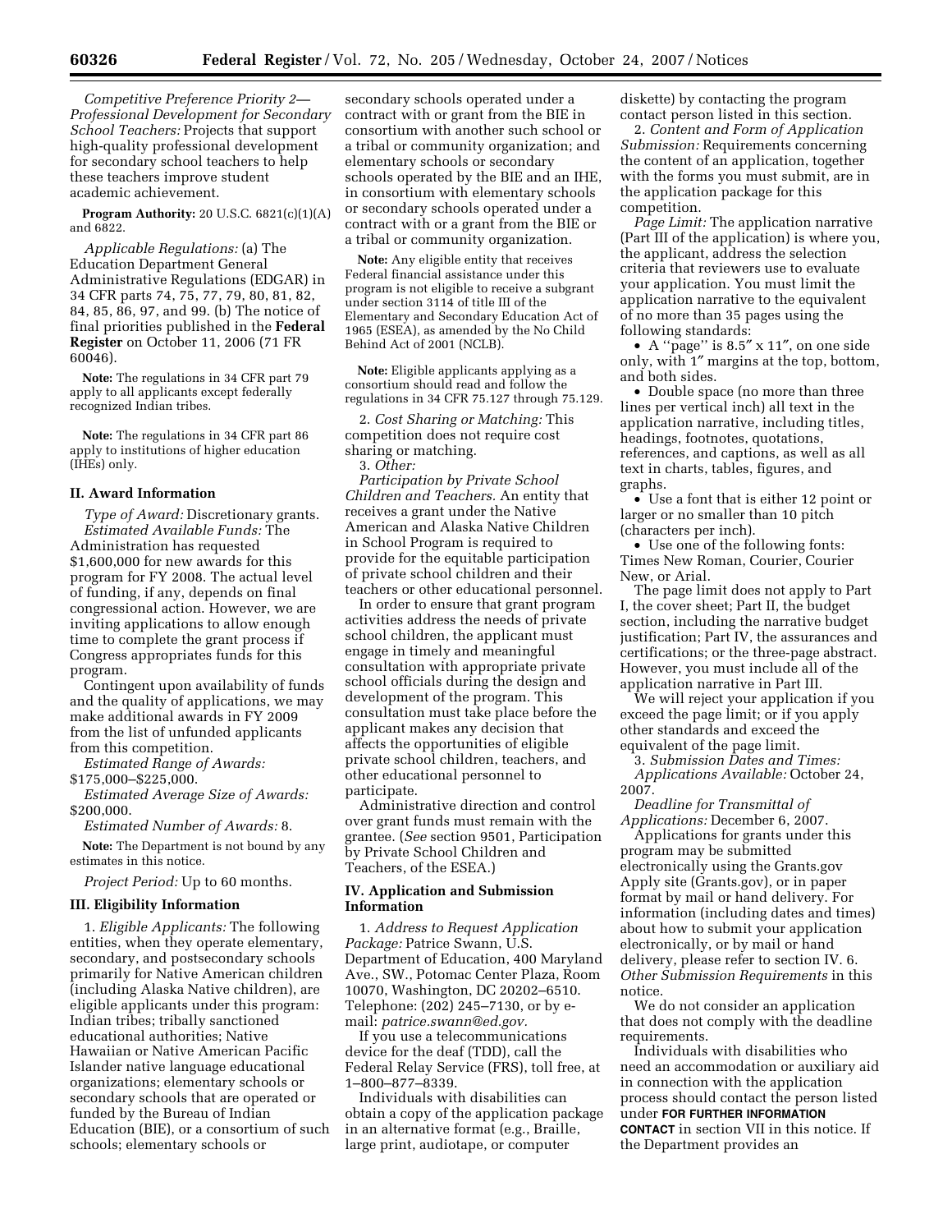*Competitive Preference Priority 2—Professional Development for Secondary School Teachers:* Projects that support high-quality professional development for secondary school teachers to help these teachers improve student academic achievement.

**Program Authority:** 20 U.S.C. 6821(c)(1)(A) and 6822.

*Applicable Regulations:* (a) The Education Department General Administrative Regulations (EDGAR) in 34 CFR parts 74, 75, 77, 79, 80, 81, 82, 84, 85, 86, 97, and 99. (b) The notice of final priorities published in the **Federal Register** on October 11, 2006 (71 FR 60046).

**Note:** The regulations in 34 CFR part 79 apply to all applicants except federally recognized Indian tribes.

**Note:** The regulations in 34 CFR part 86 apply to institutions of higher education (IHEs) only.

### II. Award Information

*Type of Award:* Discretionary grants.

*Estimated Available Funds:* The Administration has requested $1,600,000 for new awards for this program for FY 2008. The actual level of funding, if any, depends on final congressional action. However, we are inviting applications to allow enough time to complete the grant process if Congress appropriates funds for this program.

Contingent upon availability of funds and the quality of applications, we may make additional awards in FY 2009 from the list of unfunded applicants from this competition.

*Estimated Range of Awards:* $175,000–$225,000.

*Estimated Average Size of Awards:* $200,000.

*Estimated Number of Awards:* 8.

**Note:** The Department is not bound by any estimates in this notice.

*Project Period:* Up to 60 months.

### III. Eligibility Information

1. *Eligible Applicants:* The following entities, when they operate elementary, secondary, and postsecondary schools primarily for Native American children (including Alaska Native children), are eligible applicants under this program: Indian tribes; tribally sanctioned educational authorities; Native Hawaiian or Native American Pacific Islander native language educational organizations; elementary schools or secondary schools that are operated or funded by the Bureau of Indian Education (BIE), or a consortium of such schools; elementary schools or secondary schools operated under a contract with or grant from the BIE in consortium with another such school or a tribal or community organization; and elementary schools or secondary schools operated by the BIE and an IHE, in consortium with elementary schools or secondary schools operated under a contract with or a grant from the BIE or a tribal or community organization.

**Note:** Any eligible entity that receives Federal financial assistance under this program is not eligible to receive a subgrant under section 3114 of title III of the Elementary and Secondary Education Act of 1965 (ESEA), as amended by the No Child Behind Act of 2001 (NCLB).

**Note:** Eligible applicants applying as a consortium should read and follow the regulations in 34 CFR 75.127 through 75.129.

2. *Cost Sharing or Matching:* This competition does not require cost sharing or matching.

3. *Other:*

*Participation by Private School Children and Teachers.* An entity that receives a grant under the Native American and Alaska Native Children in School Program is required to provide for the equitable participation of private school children and their teachers or other educational personnel.

In order to ensure that grant program activities address the needs of private school children, the applicant must engage in timely and meaningful consultation with appropriate private school officials during the design and development of the program. This consultation must take place before the applicant makes any decision that affects the opportunities of eligible private school children, teachers, and other educational personnel to participate.

Administrative direction and control over grant funds must remain with the grantee. (*See* section 9501, Participation by Private School Children and Teachers, of the ESEA.)

### IV. Application and Submission Information

1. *Address to Request Application Package:* Patrice Swann, U.S. Department of Education, 400 Maryland Ave., SW., Potomac Center Plaza, Room 10070, Washington, DC 20202–6510. Telephone: (202) 245–7130, or by e-mail: *patrice.swann@ed.gov.*

If you use a telecommunications device for the deaf (TDD), call the Federal Relay Service (FRS), toll free, at 1–800–877–8339.

Individuals with disabilities can obtain a copy of the application package in an alternative format (e.g., Braille, large print, audiotape, or computer diskette) by contacting the program contact person listed in this section.

2. *Content and Form of Application Submission:* Requirements concerning the content of an application, together with the forms you must submit, are in the application package for this competition.

*Page Limit:* The application narrative (Part III of the application) is where you, the applicant, address the selection criteria that reviewers use to evaluate your application. You must limit the application narrative to the equivalent of no more than 35 pages using the following standards:

- A ''page'' is 8.5″ x 11″, on one side only, with 1″ margins at the top, bottom, and both sides.
- Double space (no more than three lines per vertical inch) all text in the application narrative, including titles, headings, footnotes, quotations, references, and captions, as well as all text in charts, tables, figures, and graphs.
- Use a font that is either 12 point or larger or no smaller than 10 pitch (characters per inch).
- Use one of the following fonts: Times New Roman, Courier, Courier New, or Arial.

The page limit does not apply to Part I, the cover sheet; Part II, the budget section, including the narrative budget justification; Part IV, the assurances and certifications; or the three-page abstract. However, you must include all of the application narrative in Part III.

We will reject your application if you exceed the page limit; or if you apply other standards and exceed the equivalent of the page limit.

3. *Submission Dates and Times:*

*Applications Available:* October 24, 2007.

*Deadline for Transmittal of Applications:* December 6, 2007.

Applications for grants under this program may be submitted electronically using the Grants.gov Apply site (Grants.gov), or in paper format by mail or hand delivery. For information (including dates and times) about how to submit your application electronically, or by mail or hand delivery, please refer to section IV. 6. *Other Submission Requirements* in this notice.

We do not consider an application that does not comply with the deadline requirements.

Individuals with disabilities who need an accommodation or auxiliary aid in connection with the application process should contact the person listed under **FOR FURTHER INFORMATION CONTACT** in section VII in this notice. If the Department provides an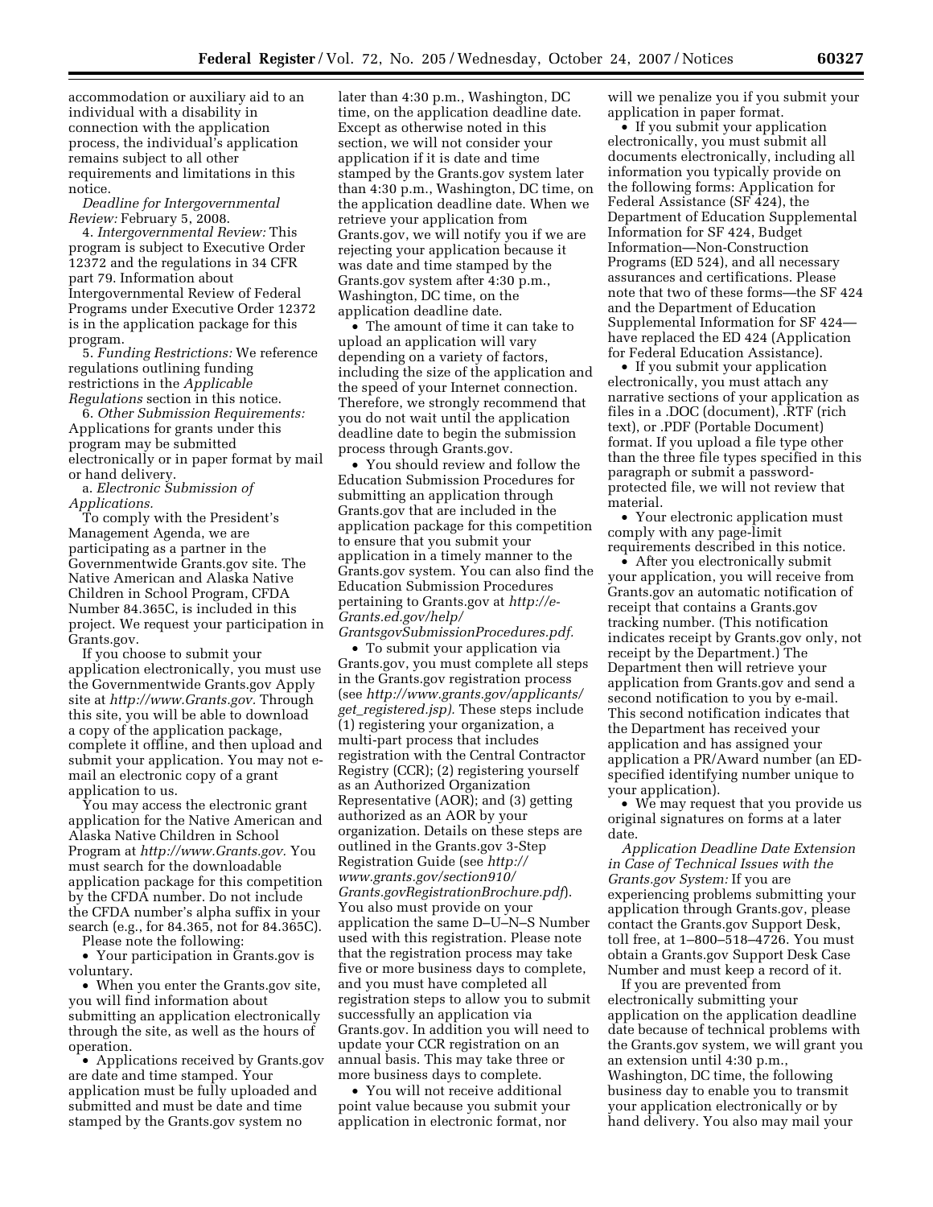accommodation or auxiliary aid to an individual with a disability in connection with the application process, the individual's application remains subject to all other requirements and limitations in this notice.

*Deadline for Intergovernmental Review:* February 5, 2008.

4. *Intergovernmental Review:* This program is subject to Executive Order 12372 and the regulations in 34 CFR part 79. Information about Intergovernmental Review of Federal Programs under Executive Order 12372 is in the application package for this program.

5. *Funding Restrictions:* We reference regulations outlining funding restrictions in the *Applicable Regulations* section in this notice.

6. *Other Submission Requirements:* Applications for grants under this program may be submitted electronically or in paper format by mail or hand delivery.

a. *Electronic Submission of Applications.*

To comply with the President's Management Agenda, we are participating as a partner in the Governmentwide Grants.gov site. The Native American and Alaska Native Children in School Program, CFDA Number 84.365C, is included in this project. We request your participation in Grants.gov.

If you choose to submit your application electronically, you must use the Governmentwide Grants.gov Apply site at *http://www.Grants.gov.* Through this site, you will be able to download a copy of the application package, complete it offline, and then upload and submit your application. You may not e-mail an electronic copy of a grant application to us.

You may access the electronic grant application for the Native American and Alaska Native Children in School Program at *http://www.Grants.gov.* You must search for the downloadable application package for this competition by the CFDA number. Do not include the CFDA number's alpha suffix in your search (e.g., for 84.365, not for 84.365C).

Please note the following:

- Your participation in Grants.gov is voluntary.
- When you enter the Grants.gov site, you will find information about submitting an application electronically through the site, as well as the hours of operation.
- Applications received by Grants.gov are date and time stamped. Your application must be fully uploaded and submitted and must be date and time stamped by the Grants.gov system no later than 4:30 p.m., Washington, DC time, on the application deadline date. Except as otherwise noted in this section, we will not consider your application if it is date and time stamped by the Grants.gov system later than 4:30 p.m., Washington, DC time, on the application deadline date. When we retrieve your application from Grants.gov, we will notify you if we are rejecting your application because it was date and time stamped by the Grants.gov system after 4:30 p.m., Washington, DC time, on the application deadline date.
- The amount of time it can take to upload an application will vary depending on a variety of factors, including the size of the application and the speed of your Internet connection. Therefore, we strongly recommend that you do not wait until the application deadline date to begin the submission process through Grants.gov.
- You should review and follow the Education Submission Procedures for submitting an application through Grants.gov that are included in the application package for this competition to ensure that you submit your application in a timely manner to the Grants.gov system. You can also find the Education Submission Procedures pertaining to Grants.gov at *http://e-Grants.ed.gov/help/GrantsgovSubmissionProcedures.pdf.*
- To submit your application via Grants.gov, you must complete all steps in the Grants.gov registration process (see *http://www.grants.gov/applicants/get_registered.jsp).* These steps include (1) registering your organization, a multi-part process that includes registration with the Central Contractor Registry (CCR); (2) registering yourself as an Authorized Organization Representative (AOR); and (3) getting authorized as an AOR by your organization. Details on these steps are outlined in the Grants.gov 3-Step Registration Guide (see *http://www.grants.gov/section910/Grants.govRegistrationBrochure.pdf*). You also must provide on your application the same D–U–N–S Number used with this registration. Please note that the registration process may take five or more business days to complete, and you must have completed all registration steps to allow you to submit successfully an application via Grants.gov. In addition you will need to update your CCR registration on an annual basis. This may take three or more business days to complete.
- You will not receive additional point value because you submit your application in electronic format, nor will we penalize you if you submit your application in paper format.
- If you submit your application electronically, you must submit all documents electronically, including all information you typically provide on the following forms: Application for Federal Assistance (SF 424), the Department of Education Supplemental Information for SF 424, Budget Information—Non-Construction Programs (ED 524), and all necessary assurances and certifications. Please note that two of these forms—the SF 424 and the Department of Education Supplemental Information for SF 424—have replaced the ED 424 (Application for Federal Education Assistance).
- If you submit your application electronically, you must attach any narrative sections of your application as files in a .DOC (document), .RTF (rich text), or .PDF (Portable Document) format. If you upload a file type other than the three file types specified in this paragraph or submit a password-protected file, we will not review that material.
- Your electronic application must comply with any page-limit requirements described in this notice.
- After you electronically submit your application, you will receive from Grants.gov an automatic notification of receipt that contains a Grants.gov tracking number. (This notification indicates receipt by Grants.gov only, not receipt by the Department.) The Department then will retrieve your application from Grants.gov and send a second notification to you by e-mail. This second notification indicates that the Department has received your application and has assigned your application a PR/Award number (an ED-specified identifying number unique to your application).
- We may request that you provide us original signatures on forms at a later date.

*Application Deadline Date Extension in Case of Technical Issues with the Grants.gov System:* If you are experiencing problems submitting your application through Grants.gov, please contact the Grants.gov Support Desk, toll free, at 1–800–518–4726. You must obtain a Grants.gov Support Desk Case Number and must keep a record of it.

If you are prevented from electronically submitting your application on the application deadline date because of technical problems with the Grants.gov system, we will grant you an extension until 4:30 p.m., Washington, DC time, the following business day to enable you to transmit your application electronically or by hand delivery. You also may mail your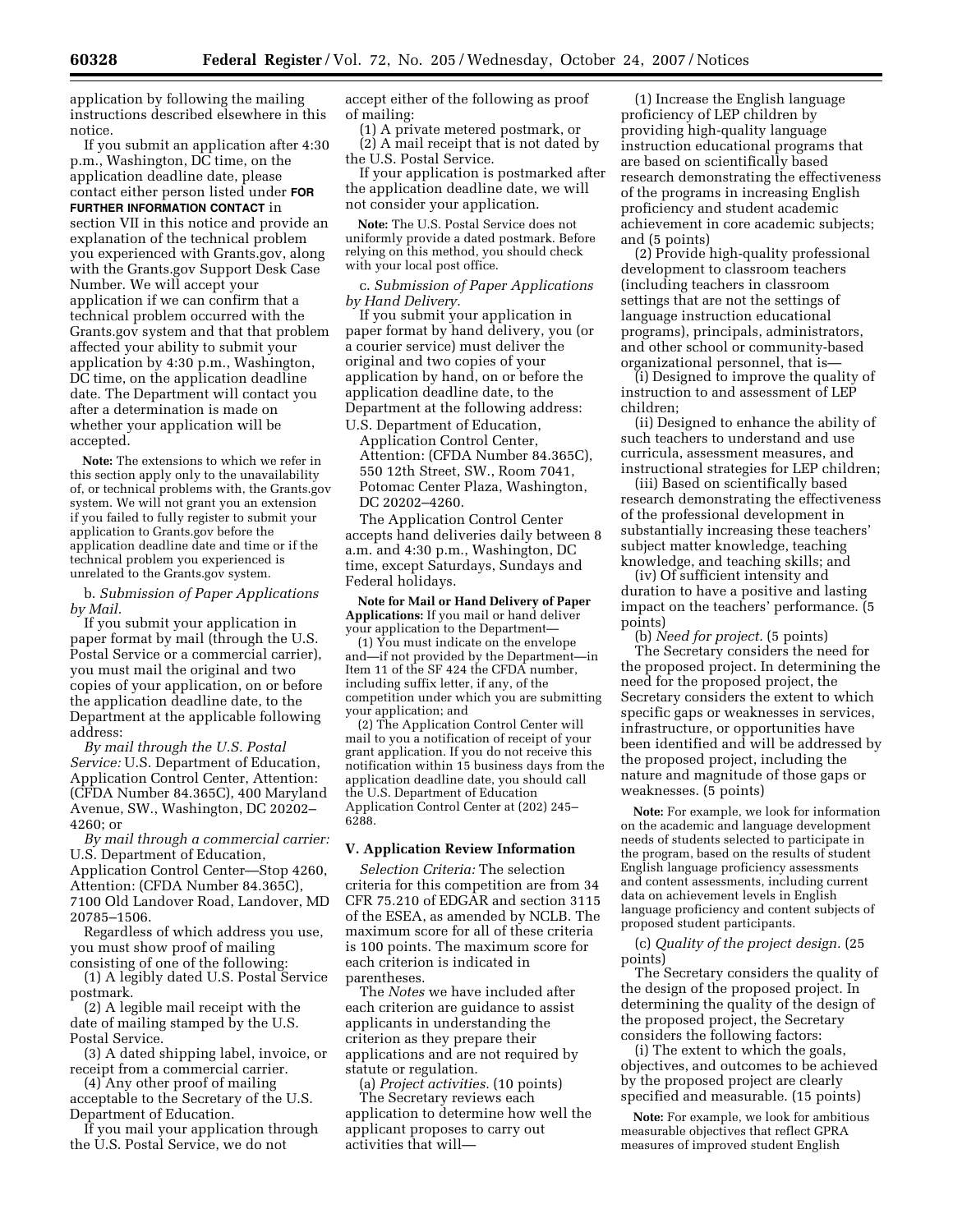application by following the mailing instructions described elsewhere in this notice.

If you submit an application after 4:30 p.m., Washington, DC time, on the application deadline date, please contact either person listed under **FOR FURTHER INFORMATION CONTACT** in section VII in this notice and provide an explanation of the technical problem you experienced with Grants.gov, along with the Grants.gov Support Desk Case Number. We will accept your application if we can confirm that a technical problem occurred with the Grants.gov system and that that problem affected your ability to submit your application by 4:30 p.m., Washington, DC time, on the application deadline date. The Department will contact you after a determination is made on whether your application will be accepted.

**Note:** The extensions to which we refer in this section apply only to the unavailability of, or technical problems with, the Grants.gov system. We will not grant you an extension if you failed to fully register to submit your application to Grants.gov before the application deadline date and time or if the technical problem you experienced is unrelated to the Grants.gov system.

b. *Submission of Paper Applications by Mail.*

If you submit your application in paper format by mail (through the U.S. Postal Service or a commercial carrier), you must mail the original and two copies of your application, on or before the application deadline date, to the Department at the applicable following address:

*By mail through the U.S. Postal Service:* U.S. Department of Education, Application Control Center, Attention: (CFDA Number 84.365C), 400 Maryland Avenue, SW., Washington, DC 20202–4260; or

*By mail through a commercial carrier:* U.S. Department of Education, Application Control Center—Stop 4260, Attention: (CFDA Number 84.365C), 7100 Old Landover Road, Landover, MD 20785–1506.

Regardless of which address you use, you must show proof of mailing consisting of one of the following:

(1) A legibly dated U.S. Postal Service postmark.

(2) A legible mail receipt with the date of mailing stamped by the U.S. Postal Service.

(3) A dated shipping label, invoice, or receipt from a commercial carrier.

(4) Any other proof of mailing acceptable to the Secretary of the U.S. Department of Education.

If you mail your application through the U.S. Postal Service, we do not accept either of the following as proof of mailing:

(1) A private metered postmark, or

(2) A mail receipt that is not dated by the U.S. Postal Service.

If your application is postmarked after the application deadline date, we will not consider your application.

**Note:** The U.S. Postal Service does not uniformly provide a dated postmark. Before relying on this method, you should check with your local post office.

c. *Submission of Paper Applications by Hand Delivery.*

If you submit your application in paper format by hand delivery, you (or a courier service) must deliver the original and two copies of your application by hand, on or before the application deadline date, to the Department at the following address:

U.S. Department of Education, Application Control Center, Attention: (CFDA Number 84.365C), 550 12th Street, SW., Room 7041, Potomac Center Plaza, Washington, DC 20202–4260.

The Application Control Center accepts hand deliveries daily between 8 a.m. and 4:30 p.m., Washington, DC time, except Saturdays, Sundays and Federal holidays.

**Note for Mail or Hand Delivery of Paper Applications:** If you mail or hand deliver your application to the Department—

(1) You must indicate on the envelope and—if not provided by the Department—in Item 11 of the SF 424 the CFDA number, including suffix letter, if any, of the competition under which you are submitting your application; and

(2) The Application Control Center will mail to you a notification of receipt of your grant application. If you do not receive this notification within 15 business days from the application deadline date, you should call the U.S. Department of Education Application Control Center at (202) 245–6288.

## V. Application Review Information

*Selection Criteria:* The selection criteria for this competition are from 34 CFR 75.210 of EDGAR and section 3115 of the ESEA, as amended by NCLB. The maximum score for all of these criteria is 100 points. The maximum score for each criterion is indicated in parentheses.

The *Notes* we have included after each criterion are guidance to assist applicants in understanding the criterion as they prepare their applications and are not required by statute or regulation.

(a) *Project activities.* (10 points)

The Secretary reviews each application to determine how well the applicant proposes to carry out activities that will—

(1) Increase the English language proficiency of LEP children by providing high-quality language instruction educational programs that are based on scientifically based research demonstrating the effectiveness of the programs in increasing English proficiency and student academic achievement in core academic subjects; and (5 points)

(2) Provide high-quality professional development to classroom teachers (including teachers in classroom settings that are not the settings of language instruction educational programs), principals, administrators, and other school or community-based organizational personnel, that is—

(i) Designed to improve the quality of instruction to and assessment of LEP children;

(ii) Designed to enhance the ability of such teachers to understand and use curricula, assessment measures, and instructional strategies for LEP children;

(iii) Based on scientifically based research demonstrating the effectiveness of the professional development in substantially increasing these teachers' subject matter knowledge, teaching knowledge, and teaching skills; and

(iv) Of sufficient intensity and duration to have a positive and lasting impact on the teachers' performance. (5 points)

(b) *Need for project.* (5 points)

The Secretary considers the need for the proposed project. In determining the need for the proposed project, the Secretary considers the extent to which specific gaps or weaknesses in services, infrastructure, or opportunities have been identified and will be addressed by the proposed project, including the nature and magnitude of those gaps or weaknesses. (5 points)

**Note:** For example, we look for information on the academic and language development needs of students selected to participate in the program, based on the results of student English language proficiency assessments and content assessments, including current data on achievement levels in English language proficiency and content subjects of proposed student participants.

(c) *Quality of the project design.* (25 points)

The Secretary considers the quality of the design of the proposed project. In determining the quality of the design of the proposed project, the Secretary considers the following factors:

(i) The extent to which the goals, objectives, and outcomes to be achieved by the proposed project are clearly specified and measurable. (15 points)

**Note:** For example, we look for ambitious measurable objectives that reflect GPRA measures of improved student English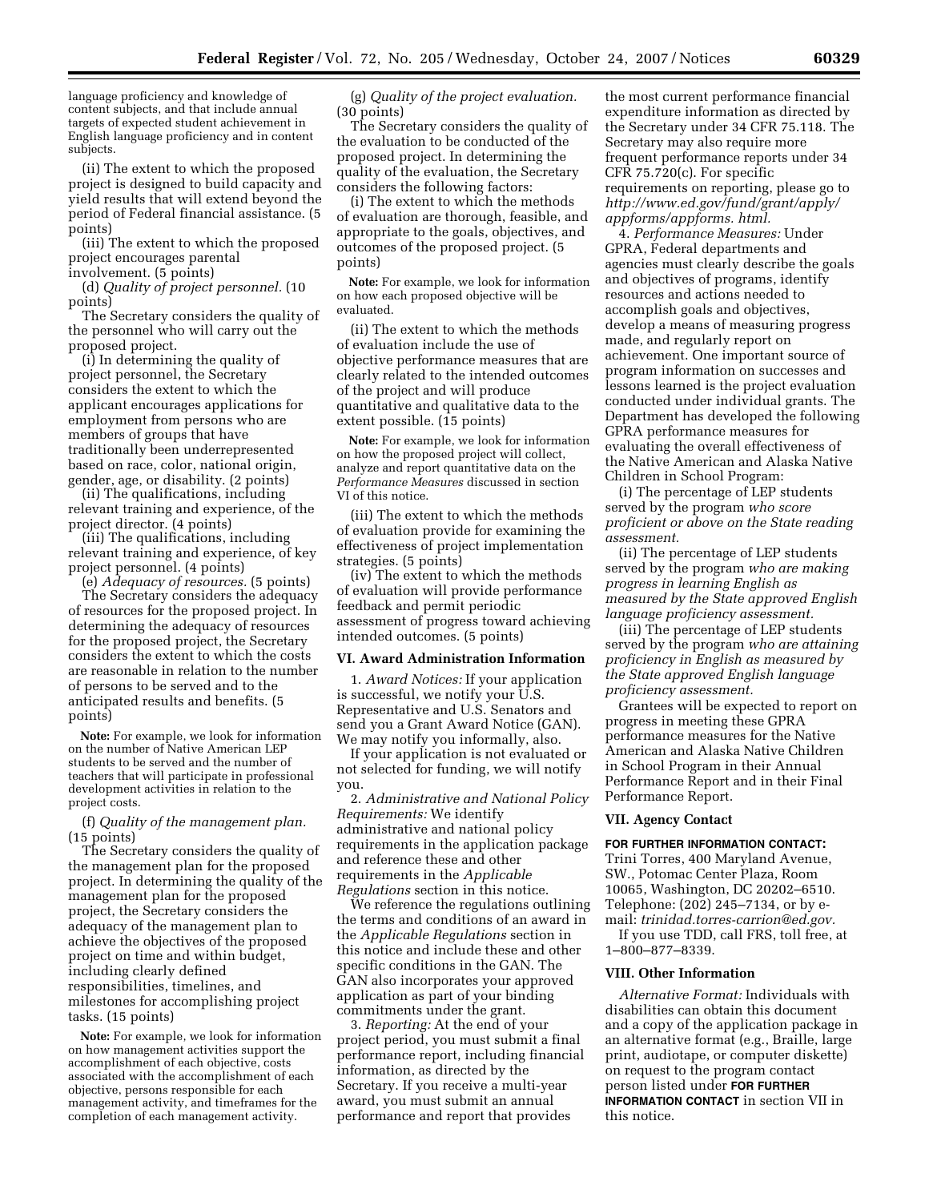language proficiency and knowledge of content subjects, and that include annual targets of expected student achievement in English language proficiency and in content subjects.

(ii) The extent to which the proposed project is designed to build capacity and yield results that will extend beyond the period of Federal financial assistance. (5 points)

(iii) The extent to which the proposed project encourages parental involvement. (5 points)

(d) *Quality of project personnel.* (10 points)

The Secretary considers the quality of the personnel who will carry out the proposed project.

(i) In determining the quality of project personnel, the Secretary considers the extent to which the applicant encourages applications for employment from persons who are members of groups that have traditionally been underrepresented based on race, color, national origin, gender, age, or disability. (2 points)

(ii) The qualifications, including relevant training and experience, of the project director. (4 points)

(iii) The qualifications, including relevant training and experience, of key project personnel. (4 points)

(e) *Adequacy of resources.* (5 points)

The Secretary considers the adequacy of resources for the proposed project. In determining the adequacy of resources for the proposed project, the Secretary considers the extent to which the costs are reasonable in relation to the number of persons to be served and to the anticipated results and benefits. (5 points)

**Note:** For example, we look for information on the number of Native American LEP students to be served and the number of teachers that will participate in professional development activities in relation to the project costs.

(f) *Quality of the management plan.* (15 points)

The Secretary considers the quality of the management plan for the proposed project. In determining the quality of the management plan for the proposed project, the Secretary considers the adequacy of the management plan to achieve the objectives of the proposed project on time and within budget, including clearly defined responsibilities, timelines, and milestones for accomplishing project tasks. (15 points)

**Note:** For example, we look for information on how management activities support the accomplishment of each objective, costs associated with the accomplishment of each objective, persons responsible for each management activity, and timeframes for the completion of each management activity.

(g) *Quality of the project evaluation.* (30 points)

The Secretary considers the quality of the evaluation to be conducted of the proposed project. In determining the quality of the evaluation, the Secretary considers the following factors:

(i) The extent to which the methods of evaluation are thorough, feasible, and appropriate to the goals, objectives, and outcomes of the proposed project. (5 points)

**Note:** For example, we look for information on how each proposed objective will be evaluated.

(ii) The extent to which the methods of evaluation include the use of objective performance measures that are clearly related to the intended outcomes of the project and will produce quantitative and qualitative data to the extent possible. (15 points)

**Note:** For example, we look for information on how the proposed project will collect, analyze and report quantitative data on the *Performance Measures* discussed in section VI of this notice.

(iii) The extent to which the methods of evaluation provide for examining the effectiveness of project implementation strategies. (5 points)

(iv) The extent to which the methods of evaluation will provide performance feedback and permit periodic assessment of progress toward achieving intended outcomes. (5 points)

## VI. Award Administration Information

1. *Award Notices:* If your application is successful, we notify your U.S. Representative and U.S. Senators and send you a Grant Award Notice (GAN). We may notify you informally, also.

If your application is not evaluated or not selected for funding, we will notify you.

2. *Administrative and National Policy Requirements:* We identify administrative and national policy requirements in the application package and reference these and other requirements in the *Applicable Regulations* section in this notice.

We reference the regulations outlining the terms and conditions of an award in the *Applicable Regulations* section in this notice and include these and other specific conditions in the GAN. The GAN also incorporates your approved application as part of your binding commitments under the grant.

3. *Reporting:* At the end of your project period, you must submit a final performance report, including financial information, as directed by the Secretary. If you receive a multi-year award, you must submit an annual performance and report that provides the most current performance financial expenditure information as directed by the Secretary under 34 CFR 75.118. The Secretary may also require more frequent performance reports under 34 CFR 75.720(c). For specific requirements on reporting, please go to *http://www.ed.gov/fund/grant/apply/appforms/appforms.html.*

4. *Performance Measures:* Under GPRA, Federal departments and agencies must clearly describe the goals and objectives of programs, identify resources and actions needed to accomplish goals and objectives, develop a means of measuring progress made, and regularly report on achievement. One important source of program information on successes and lessons learned is the project evaluation conducted under individual grants. The Department has developed the following GPRA performance measures for evaluating the overall effectiveness of the Native American and Alaska Native Children in School Program:

(i) The percentage of LEP students served by the program *who score proficient or above on the State reading assessment.*

(ii) The percentage of LEP students served by the program *who are making progress in learning English as measured by the State approved English language proficiency assessment.*

(iii) The percentage of LEP students served by the program *who are attaining proficiency in English as measured by the State approved English language proficiency assessment.*

Grantees will be expected to report on progress in meeting these GPRA performance measures for the Native American and Alaska Native Children in School Program in their Annual Performance Report and in their Final Performance Report.

## VII. Agency Contact

**FOR FURTHER INFORMATION CONTACT:** Trini Torres, 400 Maryland Avenue, SW., Potomac Center Plaza, Room 10065, Washington, DC 20202–6510. Telephone: (202) 245–7134, or by e-mail: *trinidad.torres-carrion@ed.gov.*

If you use TDD, call FRS, toll free, at 1–800–877–8339.

## VIII. Other Information

*Alternative Format:* Individuals with disabilities can obtain this document and a copy of the application package in an alternative format (e.g., Braille, large print, audiotape, or computer diskette) on request to the program contact person listed under **FOR FURTHER INFORMATION CONTACT** in section VII in this notice.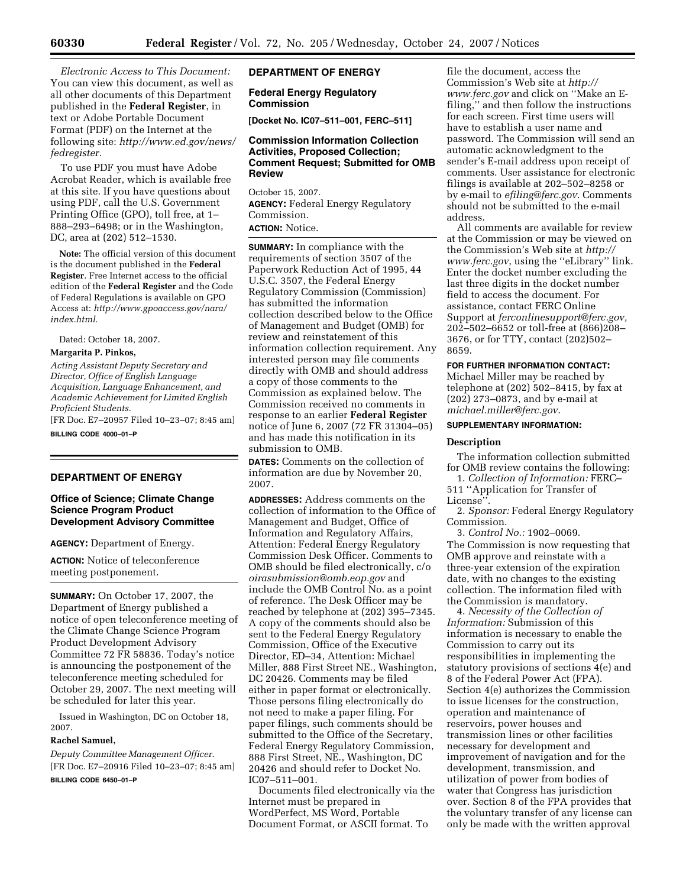*Electronic Access to This Document:* You can view this document, as well as all other documents of this Department published in the **Federal Register**, in text or Adobe Portable Document Format (PDF) on the Internet at the following site: *http://www.ed.gov/news/fedregister.*

To use PDF you must have Adobe Acrobat Reader, which is available free at this site. If you have questions about using PDF, call the U.S. Government Printing Office (GPO), toll free, at 1–888–293–6498; or in the Washington, DC, area at (202) 512–1530.

**Note:** The official version of this document is the document published in the **Federal Register**. Free Internet access to the official edition of the **Federal Register** and the Code of Federal Regulations is available on GPO Access at: *http://www.gpoaccess.gov/nara/index.html.*

Dated: October 18, 2007.

**Margarita P. Pinkos,**

*Acting Assistant Deputy Secretary and Director, Office of English Language Acquisition, Language Enhancement, and Academic Achievement for Limited English Proficient Students.*

[FR Doc. E7–20957 Filed 10–23–07; 8:45 am]

**BILLING CODE 4000–01–P**

## DEPARTMENT OF ENERGY

### Office of Science; Climate Change Science Program Product Development Advisory Committee

**AGENCY:** Department of Energy.

**ACTION:** Notice of teleconference meeting postponement.

**SUMMARY:** On October 17, 2007, the Department of Energy published a notice of open teleconference meeting of the Climate Change Science Program Product Development Advisory Committee 72 FR 58836. Today's notice is announcing the postponement of the teleconference meeting scheduled for October 29, 2007. The next meeting will be scheduled for later this year.

Issued in Washington, DC on October 18, 2007.

**Rachel Samuel,**

*Deputy Committee Management Officer.*

[FR Doc. E7–20916 Filed 10–23–07; 8:45 am]

**BILLING CODE 6450–01–P**

## DEPARTMENT OF ENERGY

### Federal Energy Regulatory Commission

**[Docket No. IC07–511–001, FERC–511]**

### Commission Information Collection Activities, Proposed Collection; Comment Request; Submitted for OMB Review

October 15, 2007.

**AGENCY:** Federal Energy Regulatory Commission.

**ACTION:** Notice.

**SUMMARY:** In compliance with the requirements of section 3507 of the Paperwork Reduction Act of 1995, 44 U.S.C. 3507, the Federal Energy Regulatory Commission (Commission) has submitted the information collection described below to the Office of Management and Budget (OMB) for review and reinstatement of this information collection requirement. Any interested person may file comments directly with OMB and should address a copy of those comments to the Commission as explained below. The Commission received no comments in response to an earlier **Federal Register** notice of June 6, 2007 (72 FR 31304–05) and has made this notification in its submission to OMB.

**DATES:** Comments on the collection of information are due by November 20, 2007.

**ADDRESSES:** Address comments on the collection of information to the Office of Management and Budget, Office of Information and Regulatory Affairs, Attention: Federal Energy Regulatory Commission Desk Officer. Comments to OMB should be filed electronically, c/o *oirasubmission@omb.eop.gov* and include the OMB Control No. as a point of reference. The Desk Officer may be reached by telephone at (202) 395–7345. A copy of the comments should also be sent to the Federal Energy Regulatory Commission, Office of the Executive Director, ED–34, Attention: Michael Miller, 888 First Street NE., Washington, DC 20426. Comments may be filed either in paper format or electronically. Those persons filing electronically do not need to make a paper filing. For paper filings, such comments should be submitted to the Office of the Secretary, Federal Energy Regulatory Commission, 888 First Street, NE., Washington, DC 20426 and should refer to Docket No. IC07–511–001.

Documents filed electronically via the Internet must be prepared in WordPerfect, MS Word, Portable Document Format, or ASCII format. To file the document, access the Commission's Web site at *http://www.ferc.gov* and click on ''Make an E-filing,'' and then follow the instructions for each screen. First time users will have to establish a user name and password. The Commission will send an automatic acknowledgment to the sender's E-mail address upon receipt of comments. User assistance for electronic filings is available at 202–502–8258 or by e-mail to *efiling@ferc.gov*. Comments should not be submitted to the e-mail address.

All comments are available for review at the Commission or may be viewed on the Commission's Web site at *http://www.ferc.gov*, using the ''eLibrary'' link. Enter the docket number excluding the last three digits in the docket number field to access the document. For assistance, contact FERC Online Support at *ferconlinesupport@ferc.gov,* 202–502–6652 or toll-free at (866)208–3676, or for TTY, contact (202)502–8659.

**FOR FURTHER INFORMATION CONTACT:** Michael Miller may be reached by telephone at (202) 502–8415, by fax at (202) 273–0873, and by e-mail at *michael.miller@ferc.gov*.

**SUPPLEMENTARY INFORMATION:**

### Description

The information collection submitted for OMB review contains the following:

1. *Collection of Information:* FERC–511 ''Application for Transfer of License''.

2. *Sponsor:* Federal Energy Regulatory Commission.

3. *Control No.:* 1902–0069.

The Commission is now requesting that OMB approve and reinstate with a three-year extension of the expiration date, with no changes to the existing collection. The information filed with the Commission is mandatory.

4. *Necessity of the Collection of Information:* Submission of this information is necessary to enable the Commission to carry out its responsibilities in implementing the statutory provisions of sections 4(e) and 8 of the Federal Power Act (FPA). Section 4(e) authorizes the Commission to issue licenses for the construction, operation and maintenance of reservoirs, power houses and transmission lines or other facilities necessary for development and improvement of navigation and for the development, transmission, and utilization of power from bodies of water that Congress has jurisdiction over. Section 8 of the FPA provides that the voluntary transfer of any license can only be made with the written approval